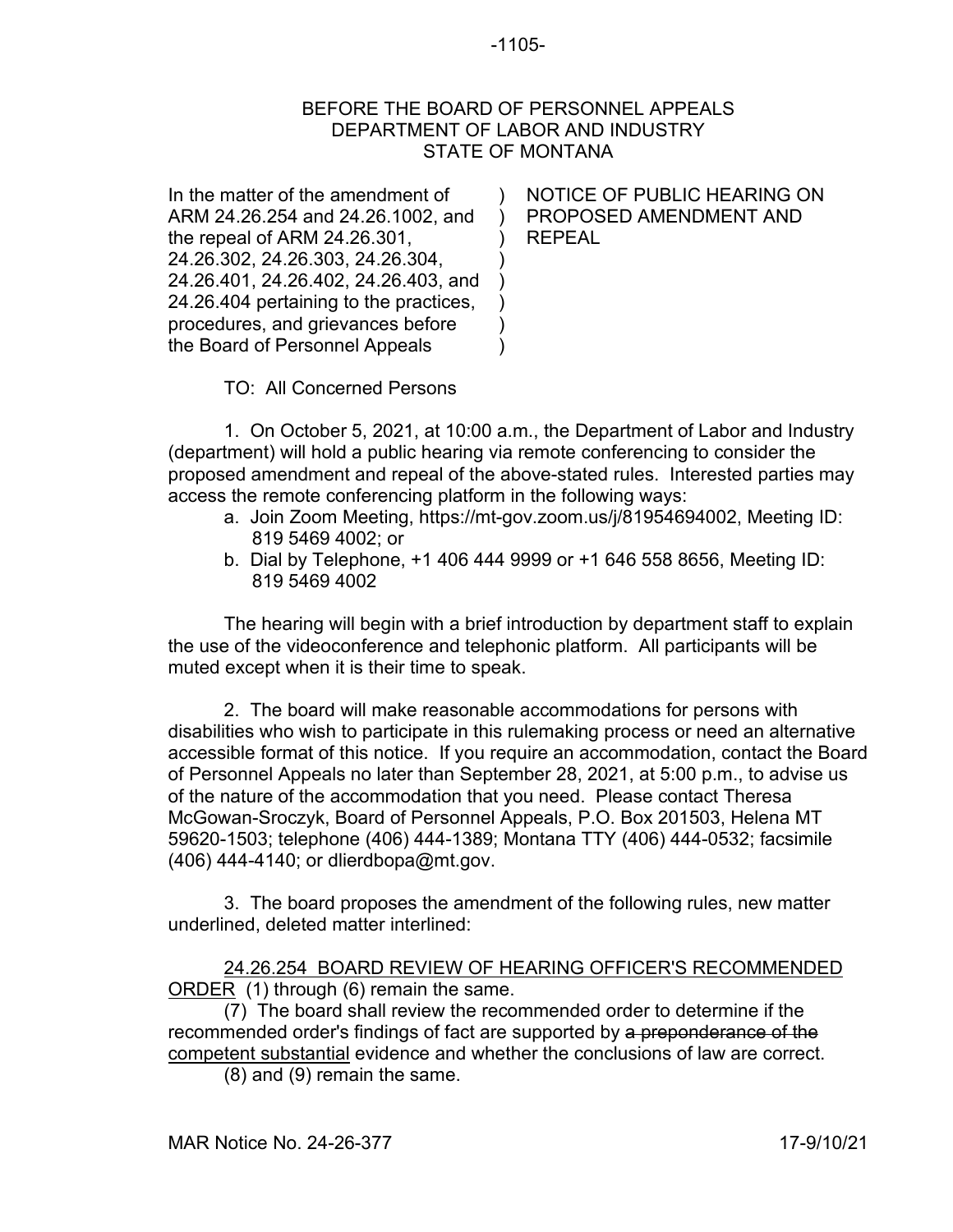BEFORE THE BOARD OF PERSONNEL APPEALS
DEPARTMENT OF LABOR AND INDUSTRY
STATE OF MONTANA

| In the matter of the amendment of ARM 24.26.254 and 24.26.1002, and the repeal of ARM 24.26.301, 24.26.302, 24.26.303, 24.26.304, 24.26.401, 24.26.402, 24.26.403, and 24.26.404 pertaining to the practices, procedures, and grievances before the Board of Personnel Appeals | ) | NOTICE OF PUBLIC HEARING ON PROPOSED AMENDMENT AND REPEAL |
|---|---|---|

TO: All Concerned Persons

1. On October 5, 2021, at 10:00 a.m., the Department of Labor and Industry (department) will hold a public hearing via remote conferencing to consider the proposed amendment and repeal of the above-stated rules. Interested parties may access the remote conferencing platform in the following ways:

   a. Join Zoom Meeting, https://mt-gov.zoom.us/j/81954694002, Meeting ID: 819 5469 4002; or
   b. Dial by Telephone, +1 406 444 9999 or +1 646 558 8656, Meeting ID: 819 5469 4002

The hearing will begin with a brief introduction by department staff to explain the use of the videoconference and telephonic platform. All participants will be muted except when it is their time to speak.

2. The board will make reasonable accommodations for persons with disabilities who wish to participate in this rulemaking process or need an alternative accessible format of this notice. If you require an accommodation, contact the Board of Personnel Appeals no later than September 28, 2021, at 5:00 p.m., to advise us of the nature of the accommodation that you need. Please contact Theresa McGowan-Sroczyk, Board of Personnel Appeals, P.O. Box 201503, Helena MT 59620-1503; telephone (406) 444-1389; Montana TTY (406) 444-0532; facsimile (406) 444-4140; or dlierdbopa@mt.gov.

3. The board proposes the amendment of the following rules, new matter underlined, deleted matter interlined:

<u>24.26.254 BOARD REVIEW OF HEARING OFFICER'S RECOMMENDED ORDER</u> (1) through (6) remain the same.

(7) The board shall review the recommended order to determine if the recommended order's findings of fact are supported by ~~a preponderance of the~~ <u>competent substantial</u> evidence and whether the conclusions of law are correct.

(8) and (9) remain the same.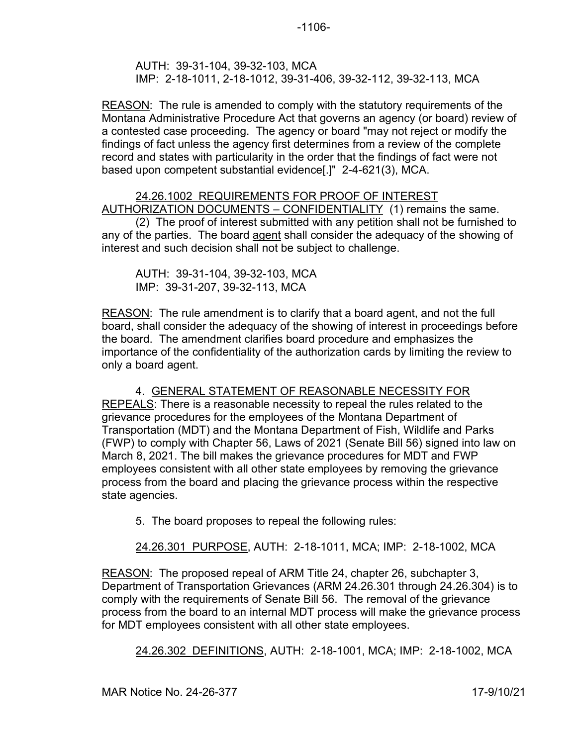AUTH: 39-31-104, 39-32-103, MCA
IMP: 2-18-1011, 2-18-1012, 39-31-406, 39-32-112, 39-32-113, MCA

REASON: The rule is amended to comply with the statutory requirements of the Montana Administrative Procedure Act that governs an agency (or board) review of a contested case proceeding. The agency or board "may not reject or modify the findings of fact unless the agency first determines from a review of the complete record and states with particularity in the order that the findings of fact were not based upon competent substantial evidence[.]" 2-4-621(3), MCA.

24.26.1002 REQUIREMENTS FOR PROOF OF INTEREST AUTHORIZATION DOCUMENTS – CONFIDENTIALITY (1) remains the same.

(2) The proof of interest submitted with any petition shall not be furnished to any of the parties. The board agent shall consider the adequacy of the showing of interest and such decision shall not be subject to challenge.

AUTH: 39-31-104, 39-32-103, MCA
IMP: 39-31-207, 39-32-113, MCA

REASON: The rule amendment is to clarify that a board agent, and not the full board, shall consider the adequacy of the showing of interest in proceedings before the board. The amendment clarifies board procedure and emphasizes the importance of the confidentiality of the authorization cards by limiting the review to only a board agent.

4. GENERAL STATEMENT OF REASONABLE NECESSITY FOR REPEALS: There is a reasonable necessity to repeal the rules related to the grievance procedures for the employees of the Montana Department of Transportation (MDT) and the Montana Department of Fish, Wildlife and Parks (FWP) to comply with Chapter 56, Laws of 2021 (Senate Bill 56) signed into law on March 8, 2021. The bill makes the grievance procedures for MDT and FWP employees consistent with all other state employees by removing the grievance process from the board and placing the grievance process within the respective state agencies.

5. The board proposes to repeal the following rules:

24.26.301 PURPOSE, AUTH: 2-18-1011, MCA; IMP: 2-18-1002, MCA

REASON: The proposed repeal of ARM Title 24, chapter 26, subchapter 3, Department of Transportation Grievances (ARM 24.26.301 through 24.26.304) is to comply with the requirements of Senate Bill 56. The removal of the grievance process from the board to an internal MDT process will make the grievance process for MDT employees consistent with all other state employees.

24.26.302 DEFINITIONS, AUTH: 2-18-1001, MCA; IMP: 2-18-1002, MCA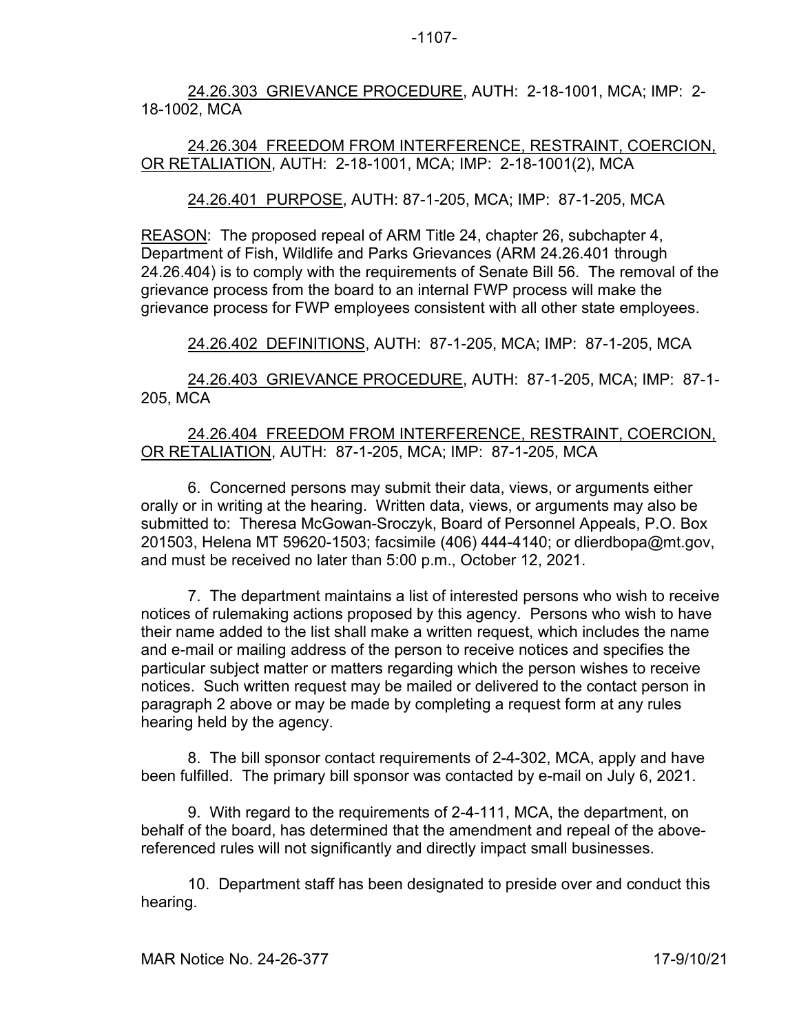24.26.303 GRIEVANCE PROCEDURE, AUTH: 2-18-1001, MCA; IMP: 2-18-1002, MCA

24.26.304 FREEDOM FROM INTERFERENCE, RESTRAINT, COERCION, OR RETALIATION, AUTH: 2-18-1001, MCA; IMP: 2-18-1001(2), MCA

24.26.401 PURPOSE, AUTH: 87-1-205, MCA; IMP: 87-1-205, MCA

REASON: The proposed repeal of ARM Title 24, chapter 26, subchapter 4, Department of Fish, Wildlife and Parks Grievances (ARM 24.26.401 through 24.26.404) is to comply with the requirements of Senate Bill 56. The removal of the grievance process from the board to an internal FWP process will make the grievance process for FWP employees consistent with all other state employees.

24.26.402 DEFINITIONS, AUTH: 87-1-205, MCA; IMP: 87-1-205, MCA

24.26.403 GRIEVANCE PROCEDURE, AUTH: 87-1-205, MCA; IMP: 87-1-205, MCA

24.26.404 FREEDOM FROM INTERFERENCE, RESTRAINT, COERCION, OR RETALIATION, AUTH: 87-1-205, MCA; IMP: 87-1-205, MCA

6. Concerned persons may submit their data, views, or arguments either orally or in writing at the hearing. Written data, views, or arguments may also be submitted to: Theresa McGowan-Sroczyk, Board of Personnel Appeals, P.O. Box 201503, Helena MT 59620-1503; facsimile (406) 444-4140; or dlierdbopa@mt.gov, and must be received no later than 5:00 p.m., October 12, 2021.

7. The department maintains a list of interested persons who wish to receive notices of rulemaking actions proposed by this agency. Persons who wish to have their name added to the list shall make a written request, which includes the name and e-mail or mailing address of the person to receive notices and specifies the particular subject matter or matters regarding which the person wishes to receive notices. Such written request may be mailed or delivered to the contact person in paragraph 2 above or may be made by completing a request form at any rules hearing held by the agency.

8. The bill sponsor contact requirements of 2-4-302, MCA, apply and have been fulfilled. The primary bill sponsor was contacted by e-mail on July 6, 2021.

9. With regard to the requirements of 2-4-111, MCA, the department, on behalf of the board, has determined that the amendment and repeal of the above-referenced rules will not significantly and directly impact small businesses.

10. Department staff has been designated to preside over and conduct this hearing.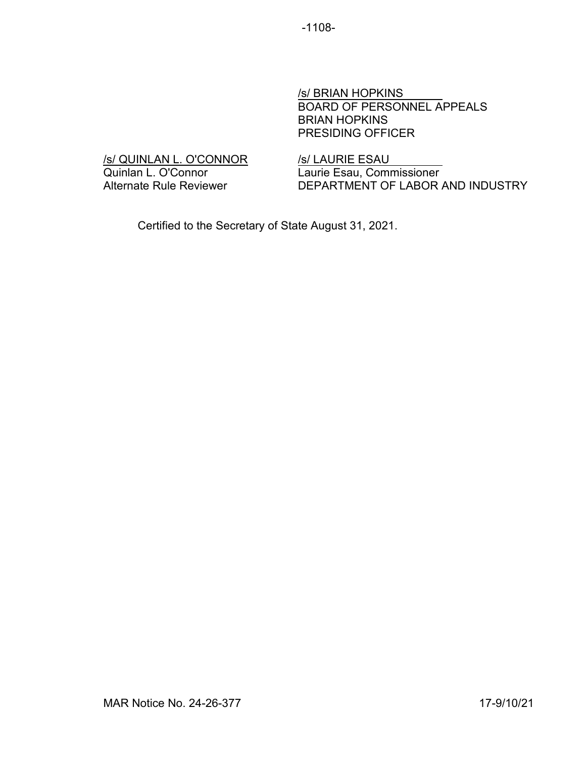/s/ BRIAN HOPKINS
BOARD OF PERSONNEL APPEALS
BRIAN HOPKINS
PRESIDING OFFICER

/s/ QUINLAN L. O'CONNOR
Quinlan L. O'Connor
Alternate Rule Reviewer

/s/ LAURIE ESAU
Laurie Esau, Commissioner
DEPARTMENT OF LABOR AND INDUSTRY

Certified to the Secretary of State August 31, 2021.